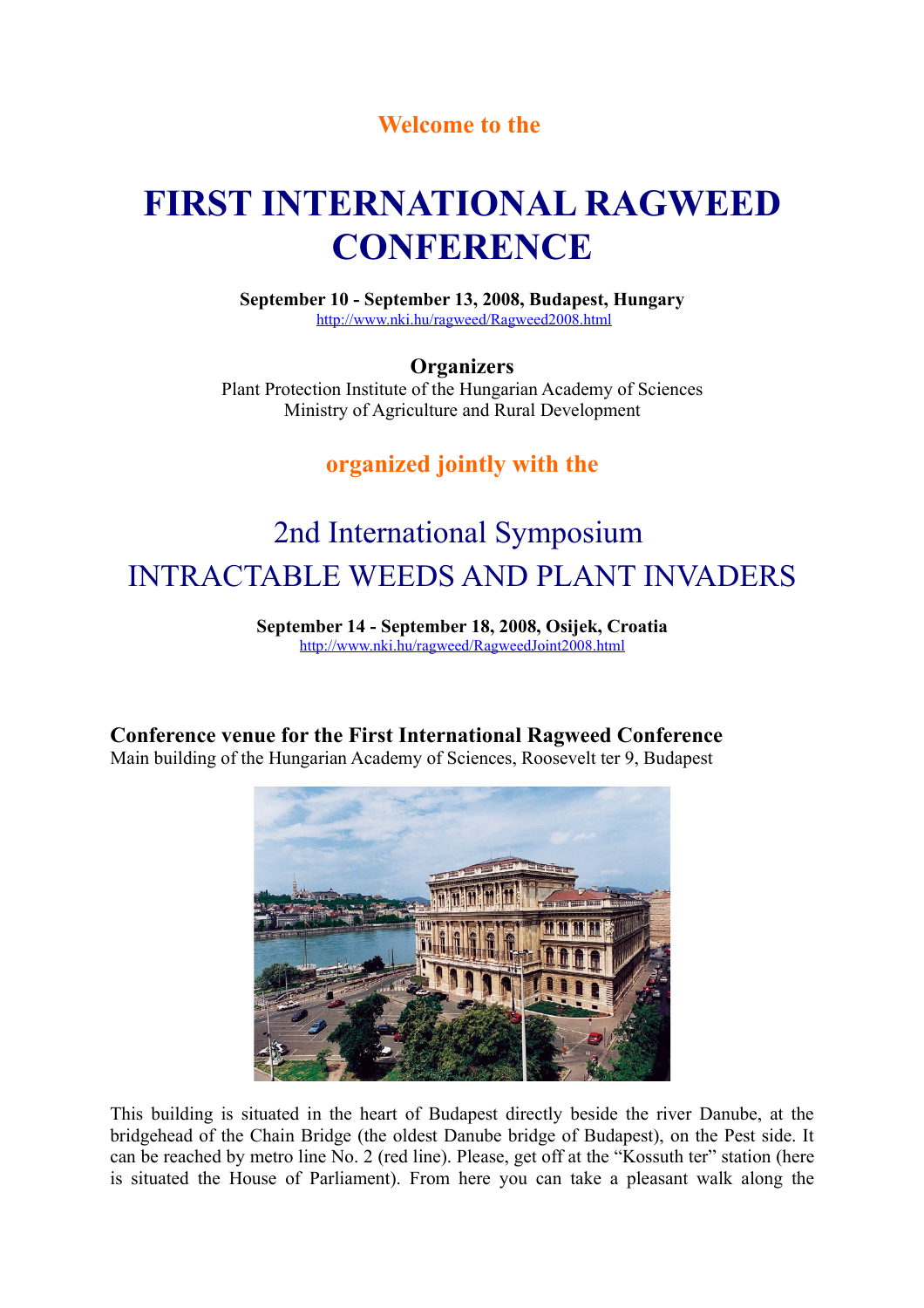Welcome to the

# FIRST INTERNATIONAL RAGWEED CONFERENCE

**September 10 - September 13, 2008, Budapest, Hungary**
http://www.nki.hu/ragweed/Ragweed2008.html

**Organizers**
Plant Protection Institute of the Hungarian Academy of Sciences
Ministry of Agriculture and Rural Development

**organized jointly with the**

## 2nd International Symposium INTRACTABLE WEEDS AND PLANT INVADERS

**September 14 - September 18, 2008, Osijek, Croatia**
http://www.nki.hu/ragweed/RagweedJoint2008.html

### Conference venue for the First International Ragweed Conference

Main building of the Hungarian Academy of Sciences, Roosevelt ter 9, Budapest

This building is situated in the heart of Budapest directly beside the river Danube, at the bridgehead of the Chain Bridge (the oldest Danube bridge of Budapest), on the Pest side. It can be reached by metro line No. 2 (red line). Please, get off at the "Kossuth ter" station (here is situated the House of Parliament). From here you can take a pleasant walk along the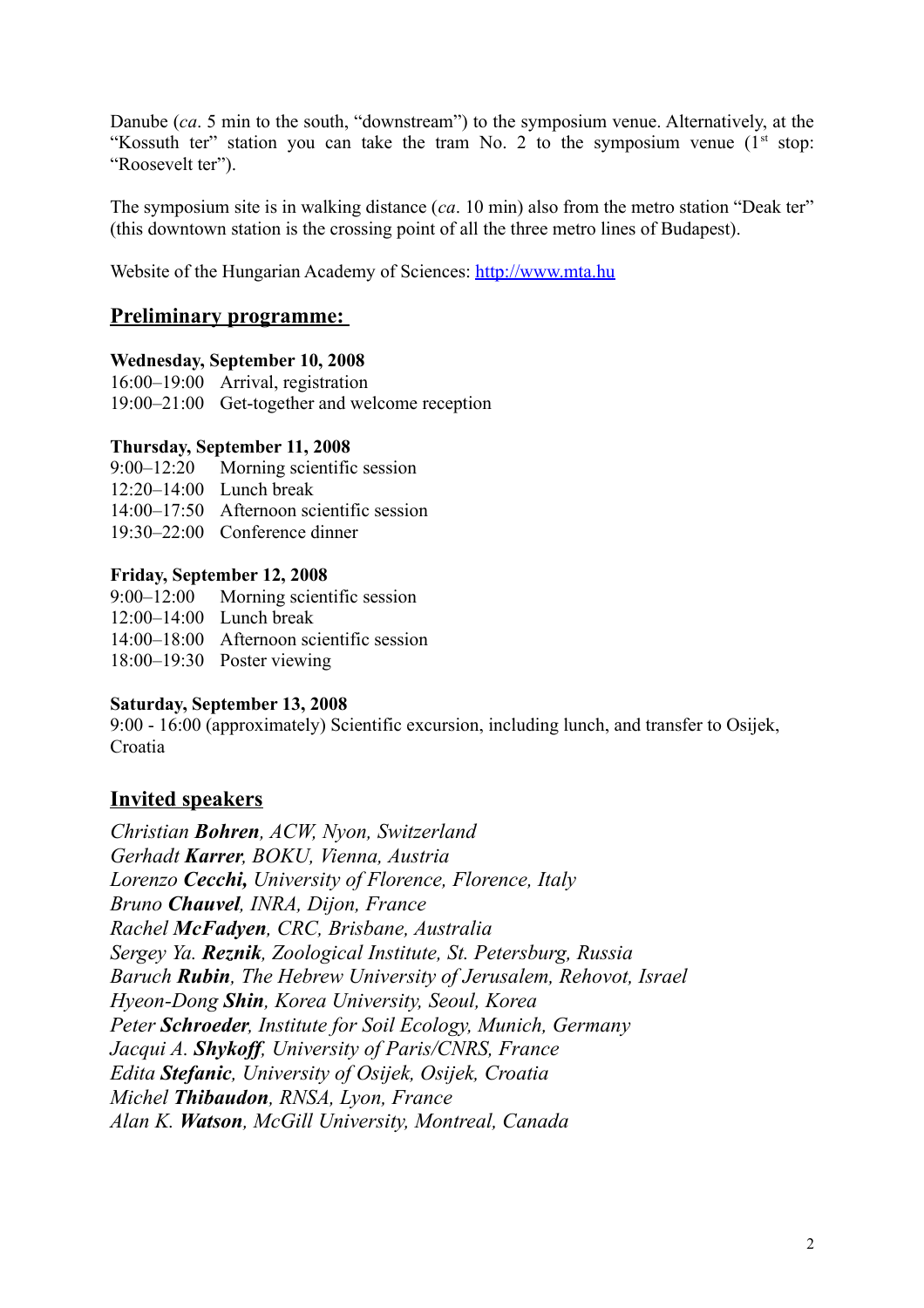Danube (*ca*. 5 min to the south, "downstream") to the symposium venue. Alternatively, at the "Kossuth ter" station you can take the tram No. 2 to the symposium venue (1st stop: "Roosevelt ter").

The symposium site is in walking distance (*ca*. 10 min) also from the metro station "Deak ter" (this downtown station is the crossing point of all the three metro lines of Budapest).

Website of the Hungarian Academy of Sciences: [http://www.mta.hu](http://www.mta.hu)

## Preliminary programme:

**Wednesday, September 10, 2008**

16:00–19:00 Arrival, registration
19:00–21:00 Get-together and welcome reception

**Thursday, September 11, 2008**

9:00–12:20 Morning scientific session
12:20–14:00 Lunch break
14:00–17:50 Afternoon scientific session
19:30–22:00 Conference dinner

**Friday, September 12, 2008**

9:00–12:00 Morning scientific session
12:00–14:00 Lunch break
14:00–18:00 Afternoon scientific session
18:00–19:30 Poster viewing

**Saturday, September 13, 2008**

9:00 - 16:00 (approximately) Scientific excursion, including lunch, and transfer to Osijek, Croatia

## Invited speakers

*Christian* ***Bohren****, ACW, Nyon, Switzerland*
*Gerhadt* ***Karrer****, BOKU, Vienna, Austria*
*Lorenzo* ***Cecchi,*** *University of Florence, Florence, Italy*
*Bruno* ***Chauvel****, INRA, Dijon, France*
*Rachel* ***McFadyen****, CRC, Brisbane, Australia*
*Sergey Ya.* ***Reznik****, Zoological Institute, St. Petersburg, Russia*
*Baruch* ***Rubin****, The Hebrew University of Jerusalem, Rehovot, Israel*
*Hyeon-Dong* ***Shin****, Korea University, Seoul, Korea*
*Peter* ***Schroeder****, Institute for Soil Ecology, Munich, Germany*
*Jacqui A.* ***Shykoff****, University of Paris/CNRS, France*
*Edita* ***Stefanic****, University of Osijek, Osijek, Croatia*
*Michel* ***Thibaudon****, RNSA, Lyon, France*
*Alan K.* ***Watson****, McGill University, Montreal, Canada*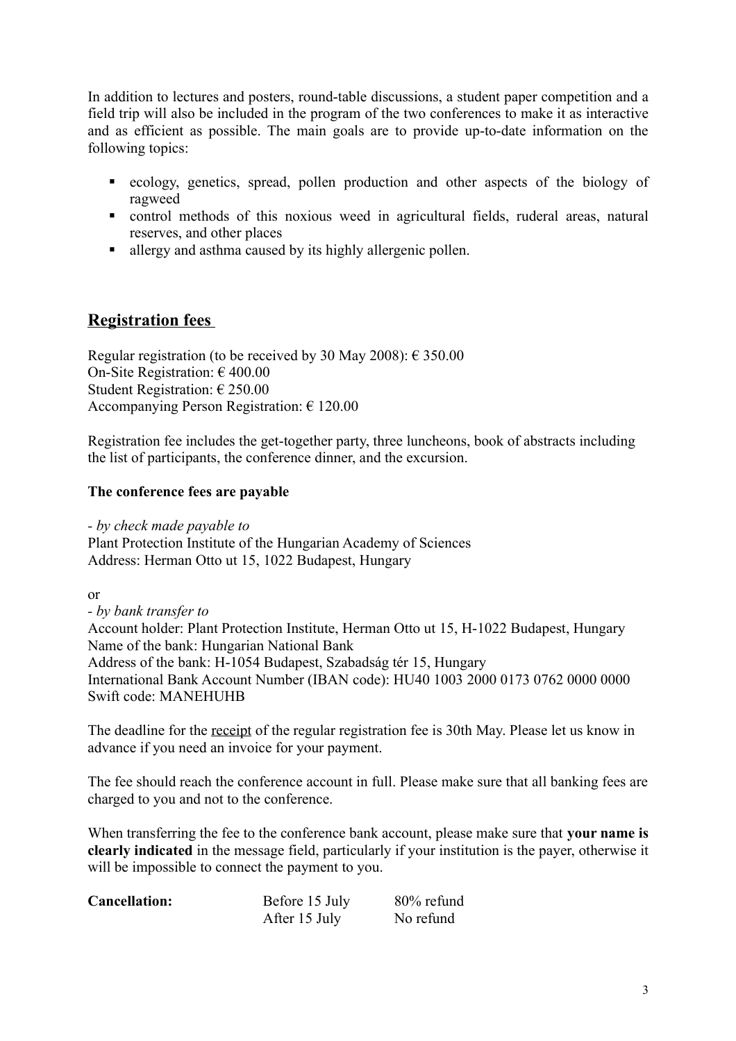In addition to lectures and posters, round-table discussions, a student paper competition and a field trip will also be included in the program of the two conferences to make it as interactive and as efficient as possible. The main goals are to provide up-to-date information on the following topics:

- ecology, genetics, spread, pollen production and other aspects of the biology of ragweed
- control methods of this noxious weed in agricultural fields, ruderal areas, natural reserves, and other places
- allergy and asthma caused by its highly allergenic pollen.

## Registration fees

Regular registration (to be received by 30 May 2008): € 350.00
On-Site Registration: € 400.00
Student Registration: € 250.00
Accompanying Person Registration: € 120.00

Registration fee includes the get-together party, three luncheons, book of abstracts including the list of participants, the conference dinner, and the excursion.

**The conference fees are payable**

- *by check made payable to*
Plant Protection Institute of the Hungarian Academy of Sciences
Address: Herman Otto ut 15, 1022 Budapest, Hungary

or

- *by bank transfer to*
Account holder: Plant Protection Institute, Herman Otto ut 15, H-1022 Budapest, Hungary
Name of the bank: Hungarian National Bank
Address of the bank: H-1054 Budapest, Szabadság tér 15, Hungary
International Bank Account Number (IBAN code): HU40 1003 2000 0173 0762 0000 0000
Swift code: MANEHUHB

The deadline for the receipt of the regular registration fee is 30th May. Please let us know in advance if you need an invoice for your payment.

The fee should reach the conference account in full. Please make sure that all banking fees are charged to you and not to the conference.

When transferring the fee to the conference bank account, please make sure that **your name is clearly indicated** in the message field, particularly if your institution is the payer, otherwise it will be impossible to connect the payment to you.

| **Cancellation:** | Before 15 July | 80% refund |
|---|---|---|
| | After 15 July | No refund |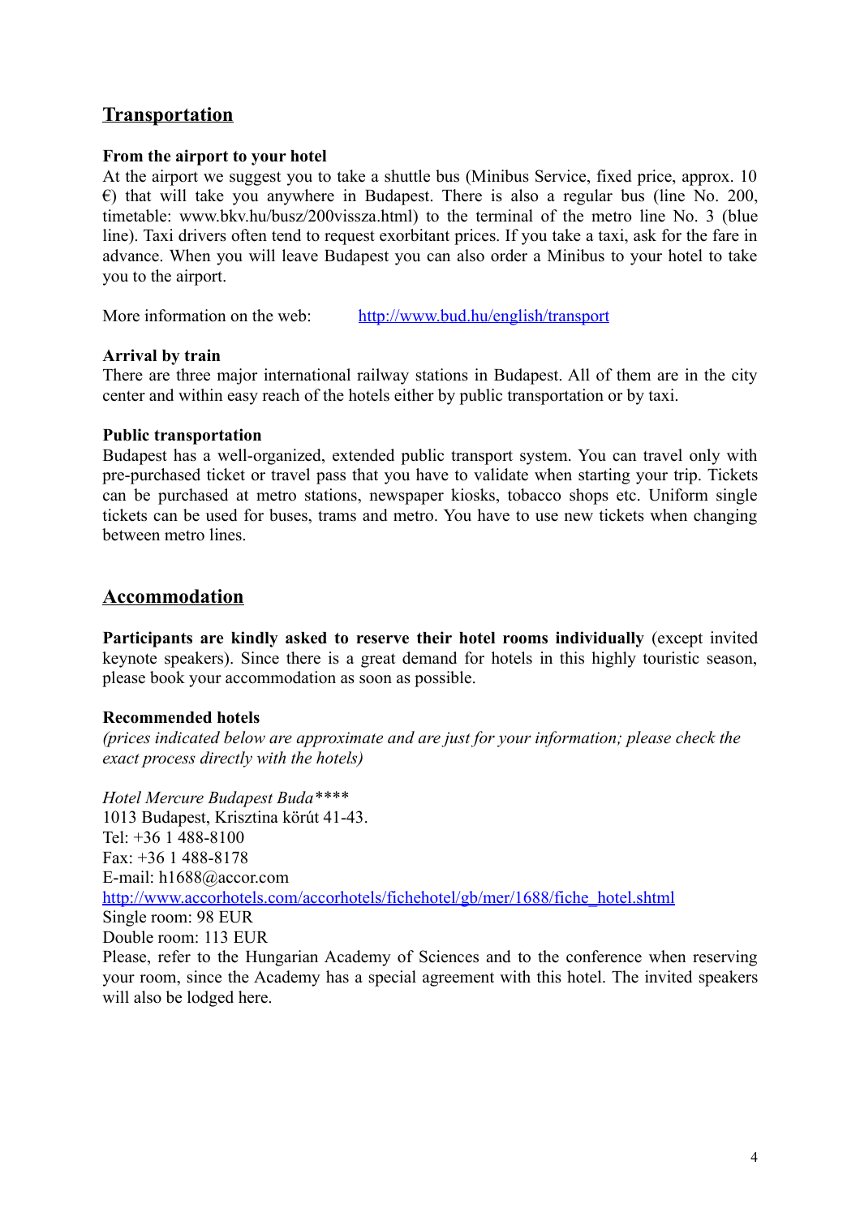## Transportation

**From the airport to your hotel**

At the airport we suggest you to take a shuttle bus (Minibus Service, fixed price, approx. 10 €) that will take you anywhere in Budapest. There is also a regular bus (line No. 200, timetable: www.bkv.hu/busz/200vissza.html) to the terminal of the metro line No. 3 (blue line). Taxi drivers often tend to request exorbitant prices. If you take a taxi, ask for the fare in advance. When you will leave Budapest you can also order a Minibus to your hotel to take you to the airport.

More information on the web: http://www.bud.hu/english/transport

**Arrival by train**

There are three major international railway stations in Budapest. All of them are in the city center and within easy reach of the hotels either by public transportation or by taxi.

**Public transportation**

Budapest has a well-organized, extended public transport system. You can travel only with pre-purchased ticket or travel pass that you have to validate when starting your trip. Tickets can be purchased at metro stations, newspaper kiosks, tobacco shops etc. Uniform single tickets can be used for buses, trams and metro. You have to use new tickets when changing between metro lines.

## Accommodation

**Participants are kindly asked to reserve their hotel rooms individually** (except invited keynote speakers). Since there is a great demand for hotels in this highly touristic season, please book your accommodation as soon as possible.

**Recommended hotels**

*(prices indicated below are approximate and are just for your information; please check the exact process directly with the hotels)*

*Hotel Mercure Budapest Buda*\*\*\*\*
1013 Budapest, Krisztina körút 41-43.
Tel: +36 1 488-8100
Fax: +36 1 488-8178
E-mail: h1688@accor.com
http://www.accorhotels.com/accorhotels/fichehotel/gb/mer/1688/fiche_hotel.shtml
Single room: 98 EUR
Double room: 113 EUR
Please, refer to the Hungarian Academy of Sciences and to the conference when reserving your room, since the Academy has a special agreement with this hotel. The invited speakers will also be lodged here.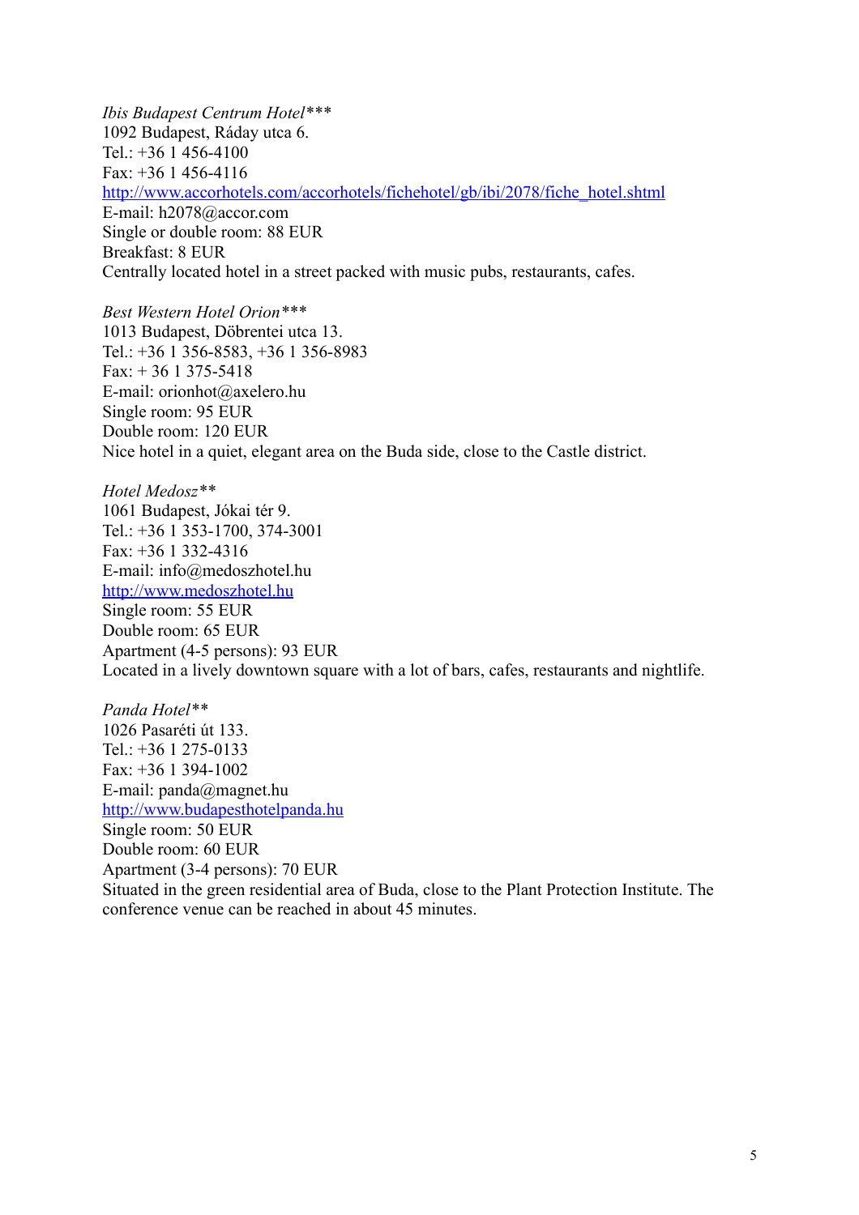*Ibis Budapest Centrum Hotel****
1092 Budapest, Ráday utca 6.
Tel.: +36 1 456-4100
Fax: +36 1 456-4116
[http://www.accorhotels.com/accorhotels/fichehotel/gb/ibi/2078/fiche_hotel.shtml](http://www.accorhotels.com/accorhotels/fichehotel/gb/ibi/2078/fiche_hotel.shtml)
E-mail: h2078@accor.com
Single or double room: 88 EUR
Breakfast: 8 EUR
Centrally located hotel in a street packed with music pubs, restaurants, cafes.

*Best Western Hotel Orion****
1013 Budapest, Döbrentei utca 13.
Tel.: +36 1 356-8583, +36 1 356-8983
Fax: + 36 1 375-5418
E-mail: orionhot@axelero.hu
Single room: 95 EUR
Double room: 120 EUR
Nice hotel in a quiet, elegant area on the Buda side, close to the Castle district.

*Hotel Medosz***
1061 Budapest, Jókai tér 9.
Tel.: +36 1 353-1700, 374-3001
Fax: +36 1 332-4316
E-mail: info@medoszhotel.hu
[http://www.medoszhotel.hu](http://www.medoszhotel.hu)
Single room: 55 EUR
Double room: 65 EUR
Apartment (4-5 persons): 93 EUR
Located in a lively downtown square with a lot of bars, cafes, restaurants and nightlife.

*Panda Hotel***
1026 Pasaréti út 133.
Tel.: +36 1 275-0133
Fax: +36 1 394-1002
E-mail: panda@magnet.hu
[http://www.budapesthotelpanda.hu](http://www.budapesthotelpanda.hu)
Single room: 50 EUR
Double room: 60 EUR
Apartment (3-4 persons): 70 EUR
Situated in the green residential area of Buda, close to the Plant Protection Institute. The conference venue can be reached in about 45 minutes.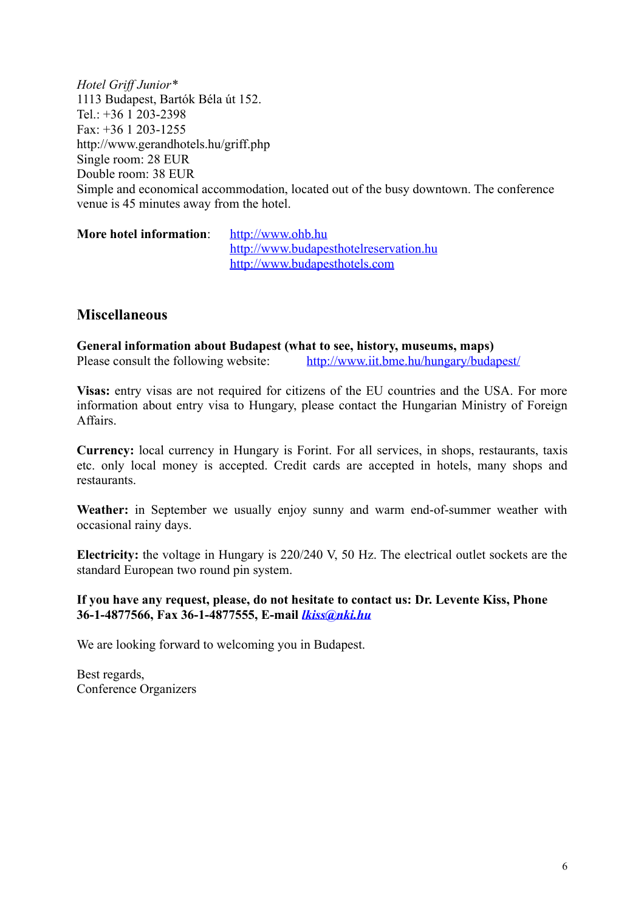*Hotel Griff Junior**
1113 Budapest, Bartók Béla út 152.
Tel.: +36 1 203-2398
Fax: +36 1 203-1255
http://www.gerandhotels.hu/griff.php
Single room: 28 EUR
Double room: 38 EUR
Simple and economical accommodation, located out of the busy downtown. The conference venue is 45 minutes away from the hotel.

**More hotel information**: http://www.ohb.hu
http://www.budapesthotelreservation.hu
http://www.budapesthotels.com

## Miscellaneous

**General information about Budapest (what to see, history, museums, maps)**
Please consult the following website: http://www.iit.bme.hu/hungary/budapest/

**Visas:** entry visas are not required for citizens of the EU countries and the USA. For more information about entry visa to Hungary, please contact the Hungarian Ministry of Foreign Affairs.

**Currency:** local currency in Hungary is Forint. For all services, in shops, restaurants, taxis etc. only local money is accepted. Credit cards are accepted in hotels, many shops and restaurants.

**Weather:** in September we usually enjoy sunny and warm end-of-summer weather with occasional rainy days.

**Electricity:** the voltage in Hungary is 220/240 V, 50 Hz. The electrical outlet sockets are the standard European two round pin system.

**If you have any request, please, do not hesitate to contact us: Dr. Levente Kiss, Phone 36-1-4877566, Fax 36-1-4877555, E-mail *lkiss@nki.hu***

We are looking forward to welcoming you in Budapest.

Best regards,
Conference Organizers